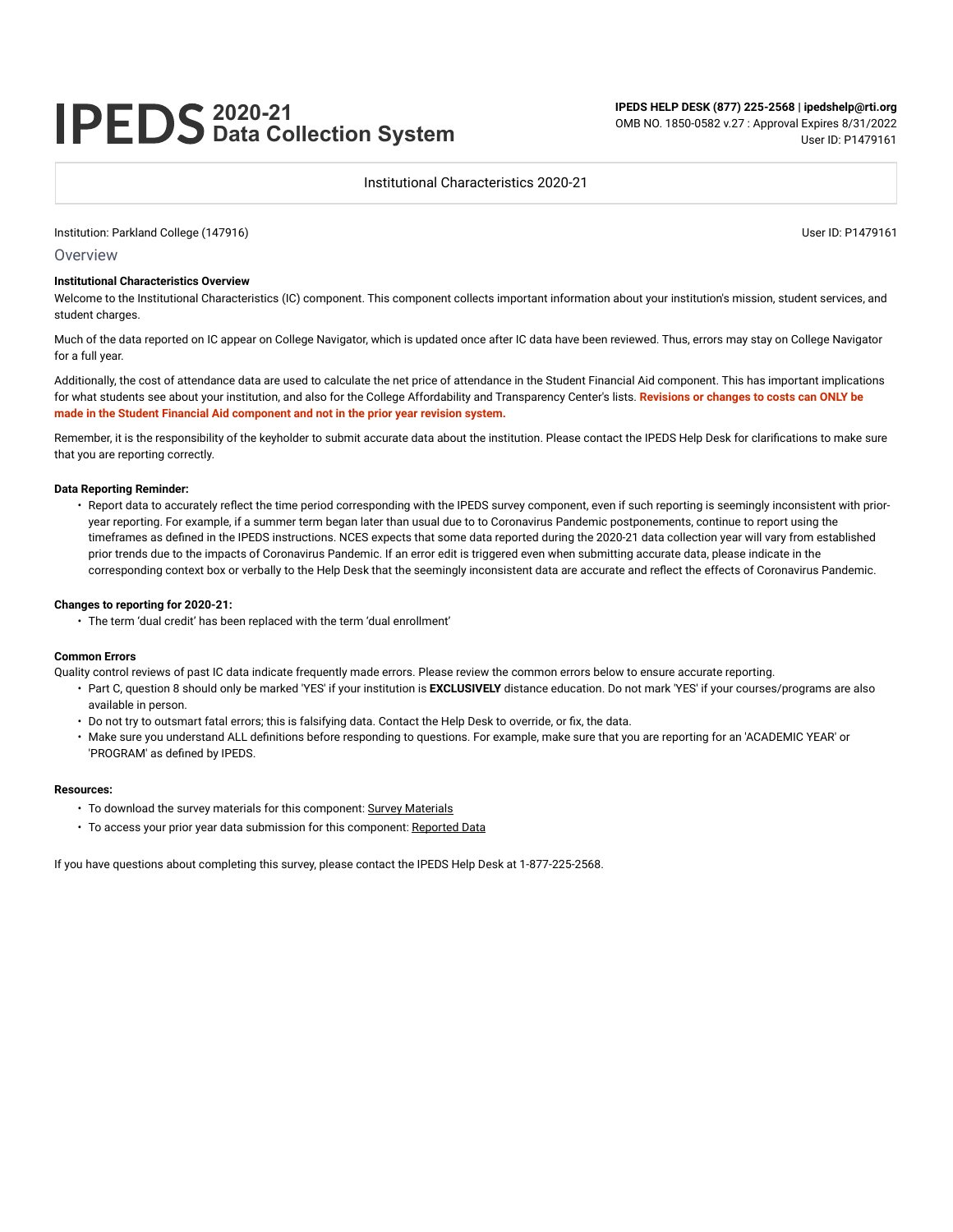# IPEDS 2020-21 Data Collection System

**IPEDS HELP DESK (877) 225-2568** | **ipedshelp@rti.org**
OMB NO. 1850-0582 v.27 : Approval Expires 8/31/2022
User ID: P1479161

Institutional Characteristics 2020-21

Institution: Parkland College (147916)

User ID: P1479161

## Overview

**Institutional Characteristics Overview**

Welcome to the Institutional Characteristics (IC) component. This component collects important information about your institution's mission, student services, and student charges.

Much of the data reported on IC appear on College Navigator, which is updated once after IC data have been reviewed. Thus, errors may stay on College Navigator for a full year.

Additionally, the cost of attendance data are used to calculate the net price of attendance in the Student Financial Aid component. This has important implications for what students see about your institution, and also for the College Affordability and Transparency Center's lists. **Revisions or changes to costs can ONLY be made in the Student Financial Aid component and not in the prior year revision system.**

Remember, it is the responsibility of the keyholder to submit accurate data about the institution. Please contact the IPEDS Help Desk for clarifications to make sure that you are reporting correctly.

**Data Reporting Reminder:**

- Report data to accurately reflect the time period corresponding with the IPEDS survey component, even if such reporting is seemingly inconsistent with prior-year reporting. For example, if a summer term began later than usual due to to Coronavirus Pandemic postponements, continue to report using the timeframes as defined in the IPEDS instructions. NCES expects that some data reported during the 2020-21 data collection year will vary from established prior trends due to the impacts of Coronavirus Pandemic. If an error edit is triggered even when submitting accurate data, please indicate in the corresponding context box or verbally to the Help Desk that the seemingly inconsistent data are accurate and reflect the effects of Coronavirus Pandemic.

**Changes to reporting for 2020-21:**

- The term 'dual credit' has been replaced with the term 'dual enrollment'

**Common Errors**

Quality control reviews of past IC data indicate frequently made errors. Please review the common errors below to ensure accurate reporting.

- Part C, question 8 should only be marked 'YES' if your institution is **EXCLUSIVELY** distance education. Do not mark 'YES' if your courses/programs are also available in person.
- Do not try to outsmart fatal errors; this is falsifying data. Contact the Help Desk to override, or fix, the data.
- Make sure you understand ALL definitions before responding to questions. For example, make sure that you are reporting for an 'ACADEMIC YEAR' or 'PROGRAM' as defined by IPEDS.

**Resources:**

- To download the survey materials for this component: Survey Materials
- To access your prior year data submission for this component: Reported Data

If you have questions about completing this survey, please contact the IPEDS Help Desk at 1-877-225-2568.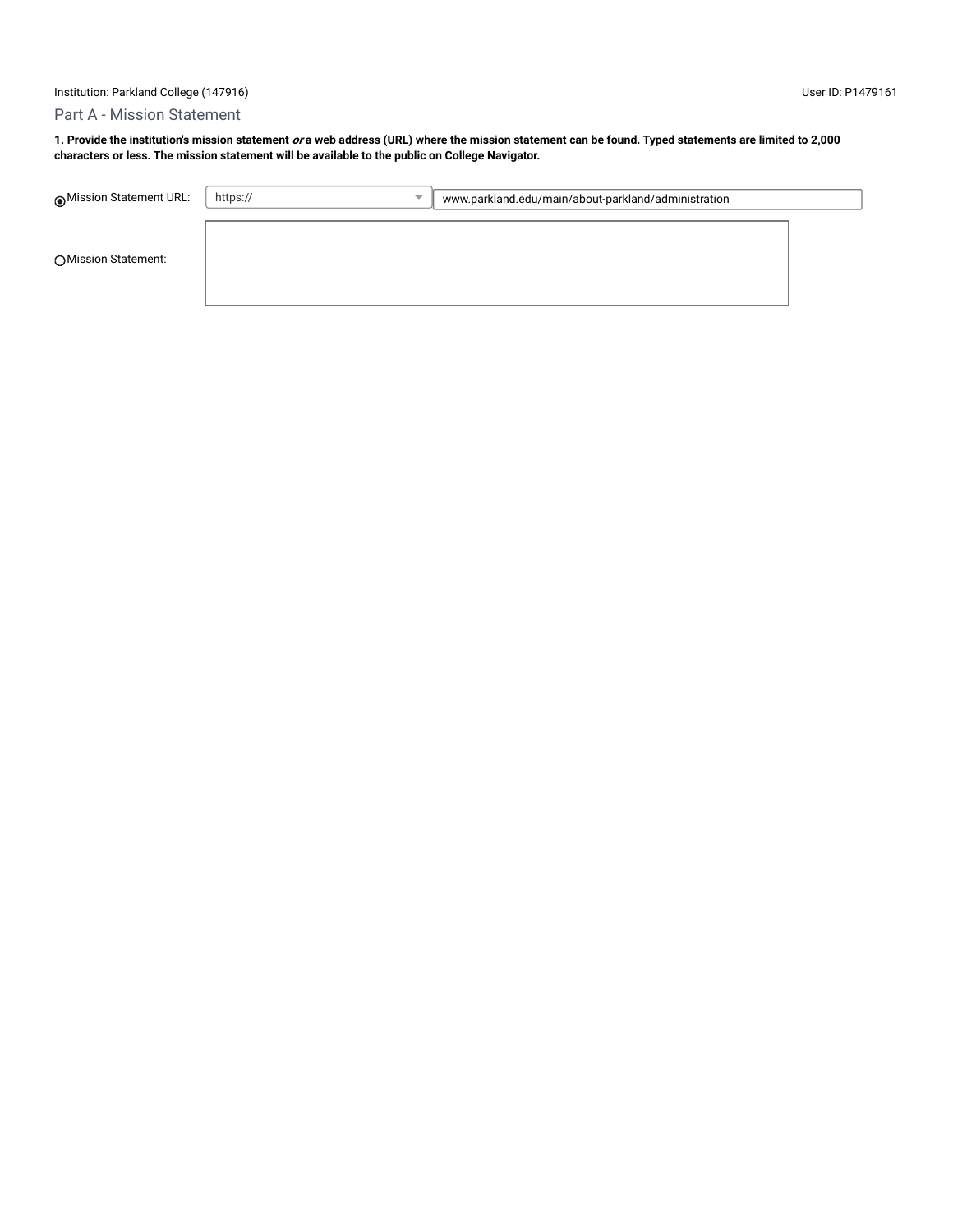Institution: Parkland College (147916)

User ID: P1479161

## Part A - Mission Statement

**1. Provide the institution's mission statement *or* a web address (URL) where the mission statement can be found. Typed statements are limited to 2,000 characters or less. The mission statement will be available to the public on College Navigator.**

◉ Mission Statement URL: https:// www.parkland.edu/main/about-parkland/administration

○ Mission Statement: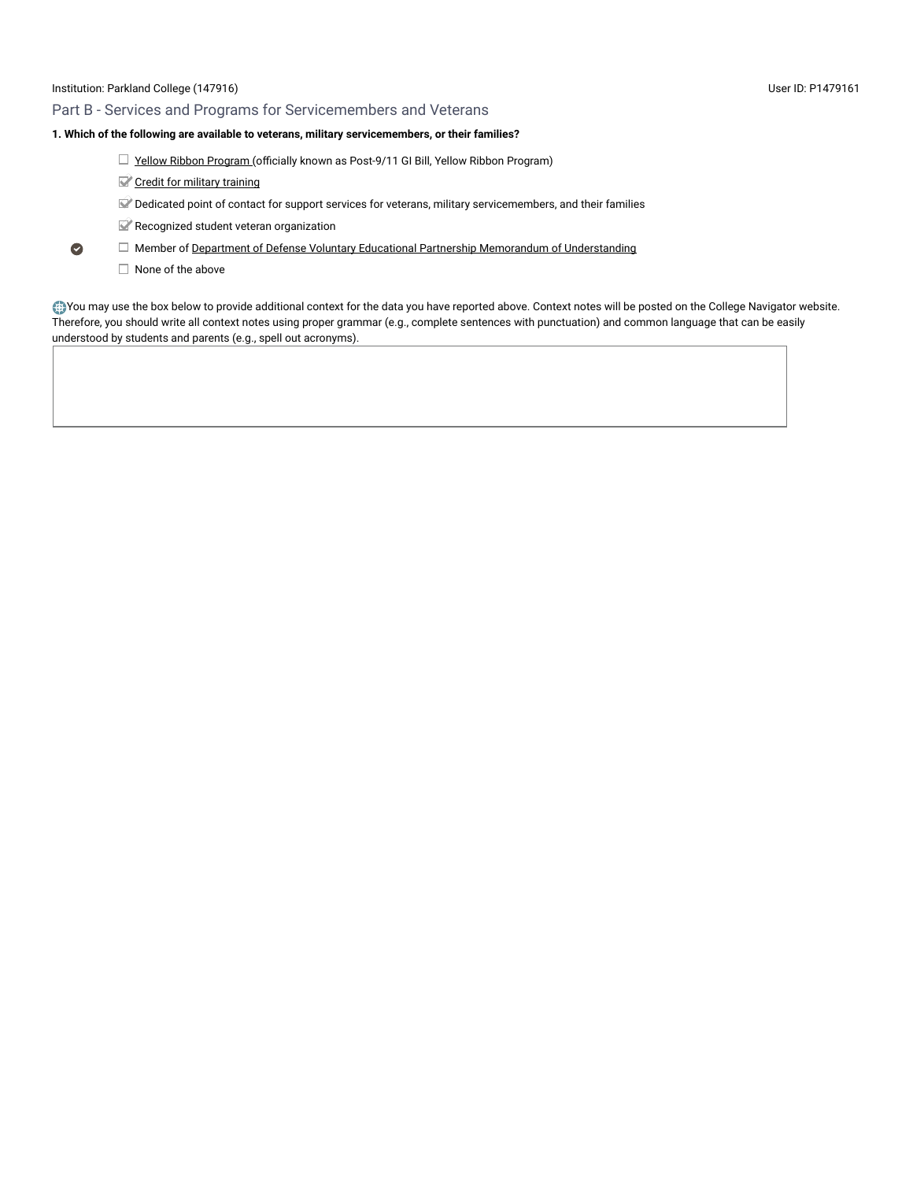Institution: Parkland College (147916)

User ID: P1479161

## Part B - Services and Programs for Servicemembers and Veterans

**1. Which of the following are available to veterans, military servicemembers, or their families?**

- [ ] Yellow Ribbon Program (officially known as Post-9/11 GI Bill, Yellow Ribbon Program)
- [x] Credit for military training
- [x] Dedicated point of contact for support services for veterans, military servicemembers, and their families
- [x] Recognized student veteran organization
- [ ] Member of Department of Defense Voluntary Educational Partnership Memorandum of Understanding
- [ ] None of the above

You may use the box below to provide additional context for the data you have reported above. Context notes will be posted on the College Navigator website. Therefore, you should write all context notes using proper grammar (e.g., complete sentences with punctuation) and common language that can be easily understood by students and parents (e.g., spell out acronyms).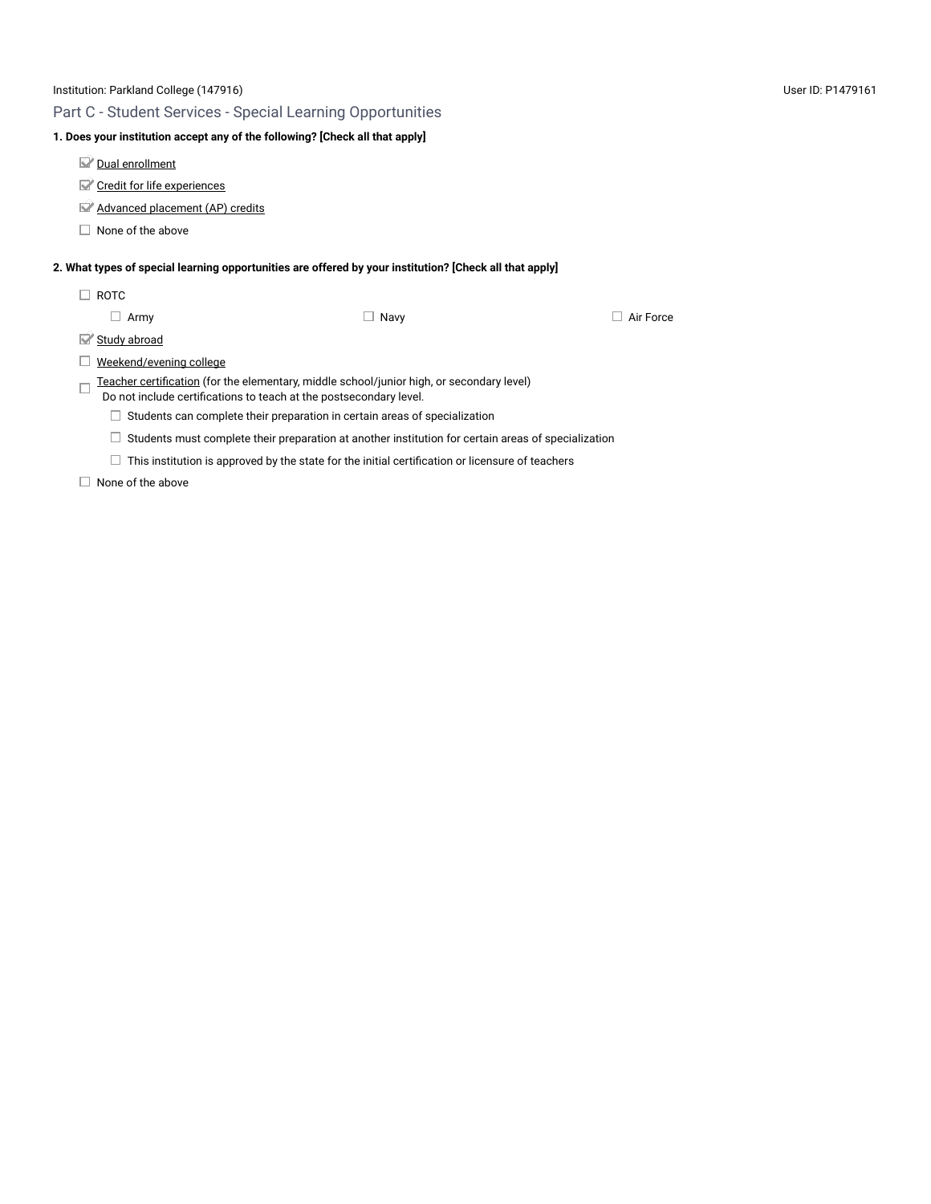Institution: Parkland College (147916)

User ID: P1479161

## Part C - Student Services - Special Learning Opportunities

**1. Does your institution accept any of the following? [Check all that apply]**

- [x] Dual enrollment
- [x] Credit for life experiences
- [x] Advanced placement (AP) credits
- [ ] None of the above

**2. What types of special learning opportunities are offered by your institution? [Check all that apply]**

- [ ] ROTC
  - [ ] Army
  - [ ] Navy
  - [ ] Air Force
- [x] Study abroad
- [ ] Weekend/evening college
- [ ] Teacher certification (for the elementary, middle school/junior high, or secondary level)
  Do not include certifications to teach at the postsecondary level.
  - [ ] Students can complete their preparation in certain areas of specialization
  - [ ] Students must complete their preparation at another institution for certain areas of specialization
  - [ ] This institution is approved by the state for the initial certification or licensure of teachers
- [ ] None of the above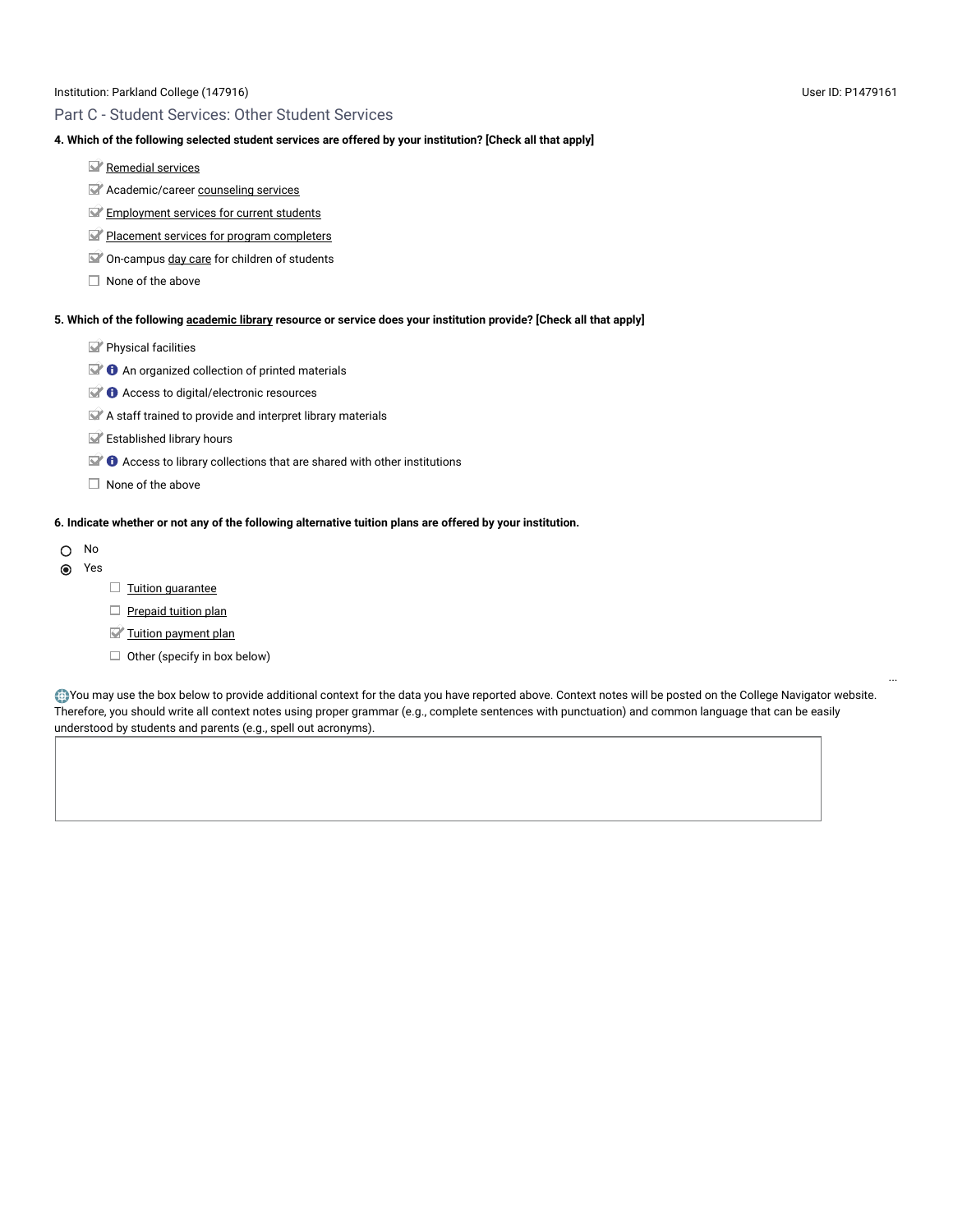Institution: Parkland College (147916) User ID: P1479161

## Part C - Student Services: Other Student Services

**4. Which of the following selected student services are offered by your institution? [Check all that apply]**

- [x] Remedial services
- [x] Academic/career counseling services
- [x] Employment services for current students
- [x] Placement services for program completers
- [x] On-campus day care for children of students
- [ ] None of the above

**5. Which of the following academic library resource or service does your institution provide? [Check all that apply]**

- [x] Physical facilities
- [x] An organized collection of printed materials
- [x] Access to digital/electronic resources
- [x] A staff trained to provide and interpret library materials
- [x] Established library hours
- [x] Access to library collections that are shared with other institutions
- [ ] None of the above

**6. Indicate whether or not any of the following alternative tuition plans are offered by your institution.**

- ( ) No
- (•) Yes
  - [ ] Tuition guarantee
  - [ ] Prepaid tuition plan
  - [x] Tuition payment plan
  - [ ] Other (specify in box below)

You may use the box below to provide additional context for the data you have reported above. Context notes will be posted on the College Navigator website. Therefore, you should write all context notes using proper grammar (e.g., complete sentences with punctuation) and common language that can be easily understood by students and parents (e.g., spell out acronyms).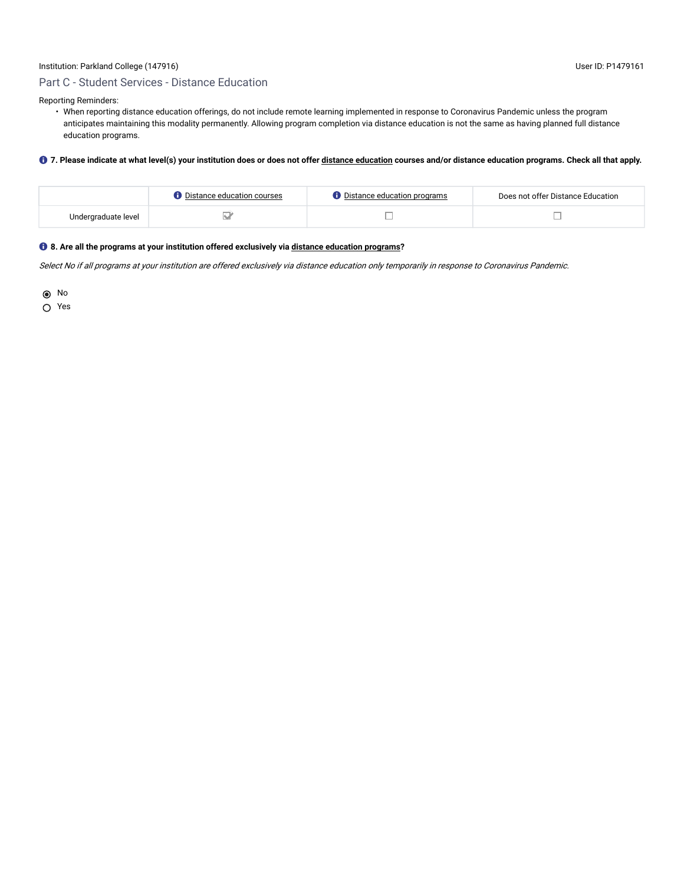Institution: Parkland College (147916)

User ID: P1479161

## Part C - Student Services - Distance Education

Reporting Reminders:

- When reporting distance education offerings, do not include remote learning implemented in response to Coronavirus Pandemic unless the program anticipates maintaining this modality permanently. Allowing program completion via distance education is not the same as having planned full distance education programs.

**7. Please indicate at what level(s) your institution does or does not offer distance education courses and/or distance education programs. Check all that apply.**

| | Distance education courses | Distance education programs | Does not offer Distance Education |
|---|---|---|---|
| Undergraduate level | ☑ | ☐ | ☐ |

**8. Are all the programs at your institution offered exclusively via distance education programs?**

*Select No if all programs at your institution are offered exclusively via distance education only temporarily in response to Coronavirus Pandemic.*

- ◉ No
- ○ Yes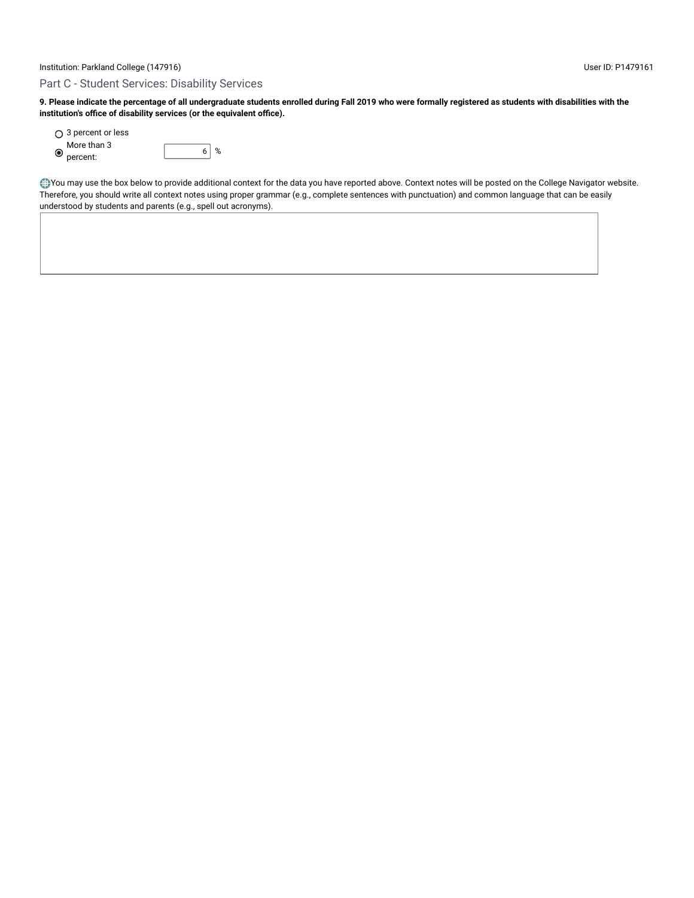## Part C - Student Services: Disability Services

**9. Please indicate the percentage of all undergraduate students enrolled during Fall 2019 who were formally registered as students with disabilities with the institution's office of disability services (or the equivalent office).**

- ○ 3 percent or less
- ◉ More than 3 percent: 6 %

You may use the box below to provide additional context for the data you have reported above. Context notes will be posted on the College Navigator website. Therefore, you should write all context notes using proper grammar (e.g., complete sentences with punctuation) and common language that can be easily understood by students and parents (e.g., spell out acronyms).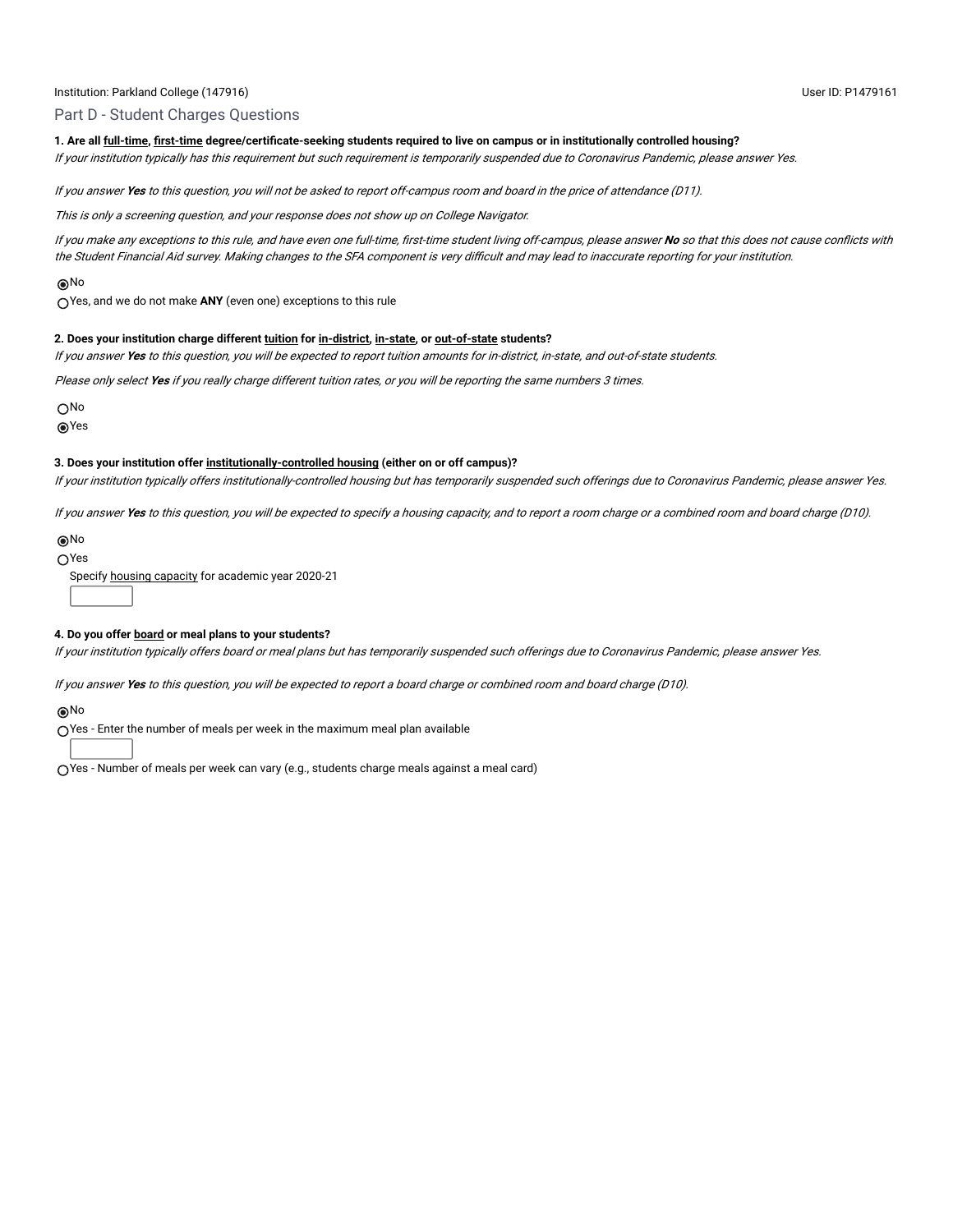Institution: Parkland College (147916) User ID: P1479161

## Part D - Student Charges Questions

**1. Are all full-time, first-time degree/certificate-seeking students required to live on campus or in institutionally controlled housing?**

*If your institution typically has this requirement but such requirement is temporarily suspended due to Coronavirus Pandemic, please answer Yes.*

*If you answer **Yes** to this question, you will not be asked to report off-campus room and board in the price of attendance (D11).*

*This is only a screening question, and your response does not show up on College Navigator.*

*If you make any exceptions to this rule, and have even one full-time, first-time student living off-campus, please answer **No** so that this does not cause conflicts with the Student Financial Aid survey. Making changes to the SFA component is very difficult and may lead to inaccurate reporting for your institution.*

- (◉) No
- ( ) Yes, and we do not make **ANY** (even one) exceptions to this rule

**2. Does your institution charge different tuition for in-district, in-state, or out-of-state students?**

*If you answer **Yes** to this question, you will be expected to report tuition amounts for in-district, in-state, and out-of-state students.*

*Please only select **Yes** if you really charge different tuition rates, or you will be reporting the same numbers 3 times.*

- ( ) No
- (◉) Yes

**3. Does your institution offer institutionally-controlled housing (either on or off campus)?**

*If your institution typically offers institutionally-controlled housing but has temporarily suspended such offerings due to Coronavirus Pandemic, please answer Yes.*

*If you answer **Yes** to this question, you will be expected to specify a housing capacity, and to report a room charge or a combined room and board charge (D10).*

- (◉) No
- ( ) Yes

  Specify housing capacity for academic year 2020-21

**4. Do you offer board or meal plans to your students?**

*If your institution typically offers board or meal plans but has temporarily suspended such offerings due to Coronavirus Pandemic, please answer Yes.*

*If you answer **Yes** to this question, you will be expected to report a board charge or combined room and board charge (D10).*

- (◉) No
- ( ) Yes - Enter the number of meals per week in the maximum meal plan available
- ( ) Yes - Number of meals per week can vary (e.g., students charge meals against a meal card)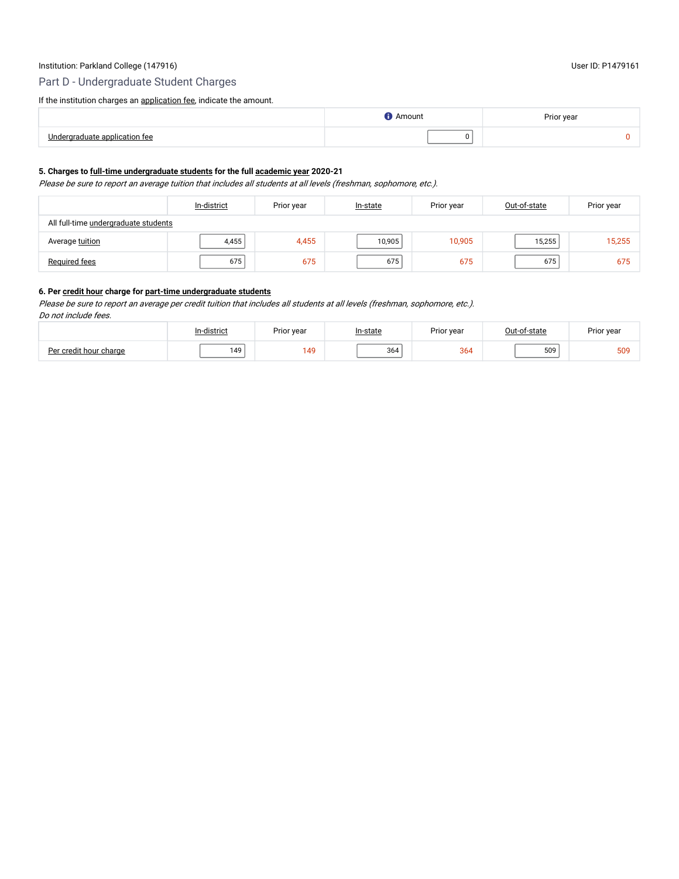Institution: Parkland College (147916)

User ID: P1479161

## Part D - Undergraduate Student Charges

If the institution charges an application fee, indicate the amount.

| | Amount | Prior year |
|---|---|---|
| Undergraduate application fee | 0 | 0 |

**5. Charges to full-time undergraduate students for the full academic year 2020-21**

*Please be sure to report an average tuition that includes all students at all levels (freshman, sophomore, etc.).*

| | In-district | Prior year | In-state | Prior year | Out-of-state | Prior year |
|---|---|---|---|---|---|---|
| All full-time undergraduate students | | | | | | |
| Average tuition | 4,455 | 4,455 | 10,905 | 10,905 | 15,255 | 15,255 |
| Required fees | 675 | 675 | 675 | 675 | 675 | 675 |

**6. Per credit hour charge for part-time undergraduate students**

*Please be sure to report an average per credit tuition that includes all students at all levels (freshman, sophomore, etc.).*
*Do not include fees.*

| | In-district | Prior year | In-state | Prior year | Out-of-state | Prior year |
|---|---|---|---|---|---|---|
| Per credit hour charge | 149 | 149 | 364 | 364 | 509 | 509 |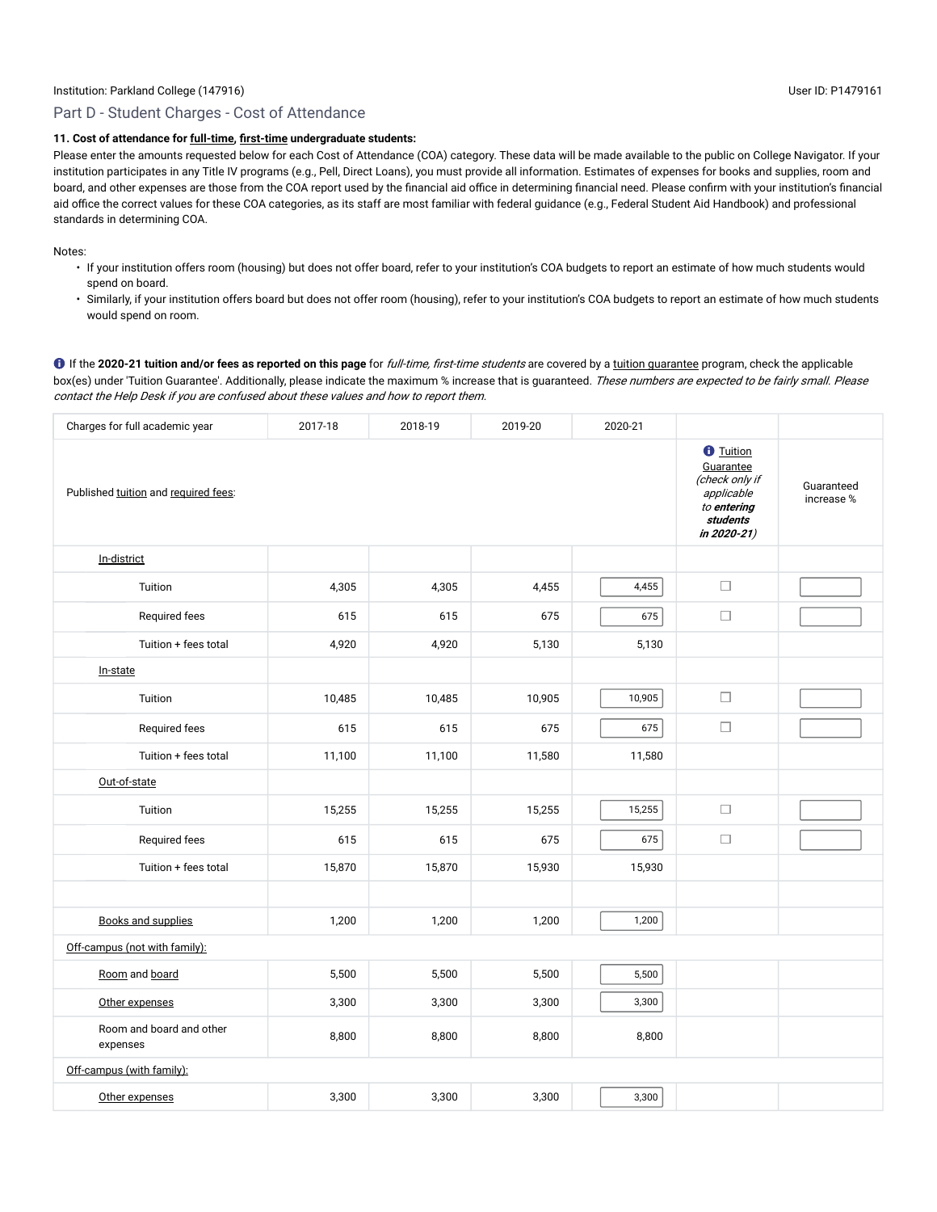Institution: Parkland College (147916)

User ID: P1479161

## Part D - Student Charges - Cost of Attendance

**11. Cost of attendance for full-time, first-time undergraduate students:**

Please enter the amounts requested below for each Cost of Attendance (COA) category. These data will be made available to the public on College Navigator. If your institution participates in any Title IV programs (e.g., Pell, Direct Loans), you must provide all information. Estimates of expenses for books and supplies, room and board, and other expenses are those from the COA report used by the financial aid office in determining financial need. Please confirm with your institution's financial aid office the correct values for these COA categories, as its staff are most familiar with federal guidance (e.g., Federal Student Aid Handbook) and professional standards in determining COA.

Notes:

- If your institution offers room (housing) but does not offer board, refer to your institution's COA budgets to report an estimate of how much students would spend on board.
- Similarly, if your institution offers board but does not offer room (housing), refer to your institution's COA budgets to report an estimate of how much students would spend on room.

If the **2020-21 tuition and/or fees as reported on this page** for *full-time, first-time students* are covered by a tuition guarantee program, check the applicable box(es) under 'Tuition Guarantee'. Additionally, please indicate the maximum % increase that is guaranteed. *These numbers are expected to be fairly small. Please contact the Help Desk if you are confused about these values and how to report them.*

| Charges for full academic year | 2017-18 | 2018-19 | 2019-20 | 2020-21 | | |
|---|---|---|---|---|---|---|
| Published tuition and required fees: | | | | | Tuition Guarantee *(check only if applicable to **entering students in 2020-21**)* | Guaranteed increase % |
| In-district | | | | | | |
| Tuition | 4,305 | 4,305 | 4,455 | 4,455 | ☐ | |
| Required fees | 615 | 615 | 675 | 675 | ☐ | |
| Tuition + fees total | 4,920 | 4,920 | 5,130 | 5,130 | | |
| In-state | | | | | | |
| Tuition | 10,485 | 10,485 | 10,905 | 10,905 | ☐ | |
| Required fees | 615 | 615 | 675 | 675 | ☐ | |
| Tuition + fees total | 11,100 | 11,100 | 11,580 | 11,580 | | |
| Out-of-state | | | | | | |
| Tuition | 15,255 | 15,255 | 15,255 | 15,255 | ☐ | |
| Required fees | 615 | 615 | 675 | 675 | ☐ | |
| Tuition + fees total | 15,870 | 15,870 | 15,930 | 15,930 | | |
| | | | | | | |
| Books and supplies | 1,200 | 1,200 | 1,200 | 1,200 | | |
| Off-campus (not with family): | | | | | | |
| Room and board | 5,500 | 5,500 | 5,500 | 5,500 | | |
| Other expenses | 3,300 | 3,300 | 3,300 | 3,300 | | |
| Room and board and other expenses | 8,800 | 8,800 | 8,800 | 8,800 | | |
| Off-campus (with family): | | | | | | |
| Other expenses | 3,300 | 3,300 | 3,300 | 3,300 | | |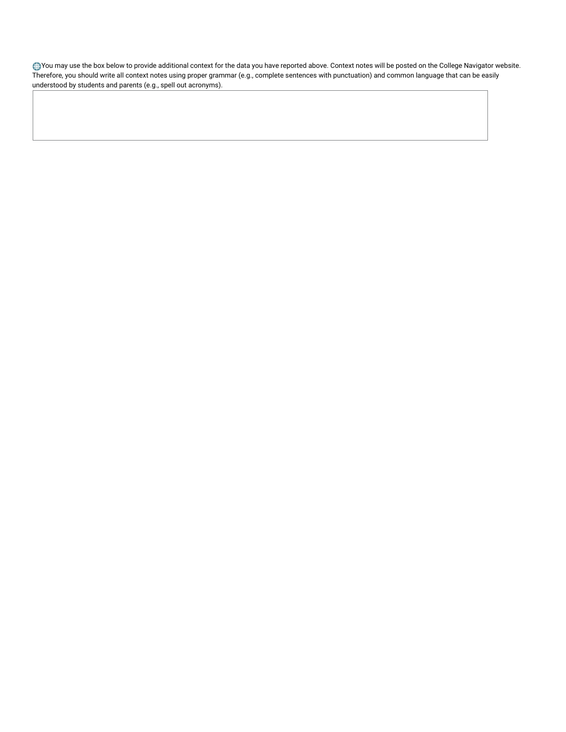You may use the box below to provide additional context for the data you have reported above. Context notes will be posted on the College Navigator website. Therefore, you should write all context notes using proper grammar (e.g., complete sentences with punctuation) and common language that can be easily understood by students and parents (e.g., spell out acronyms).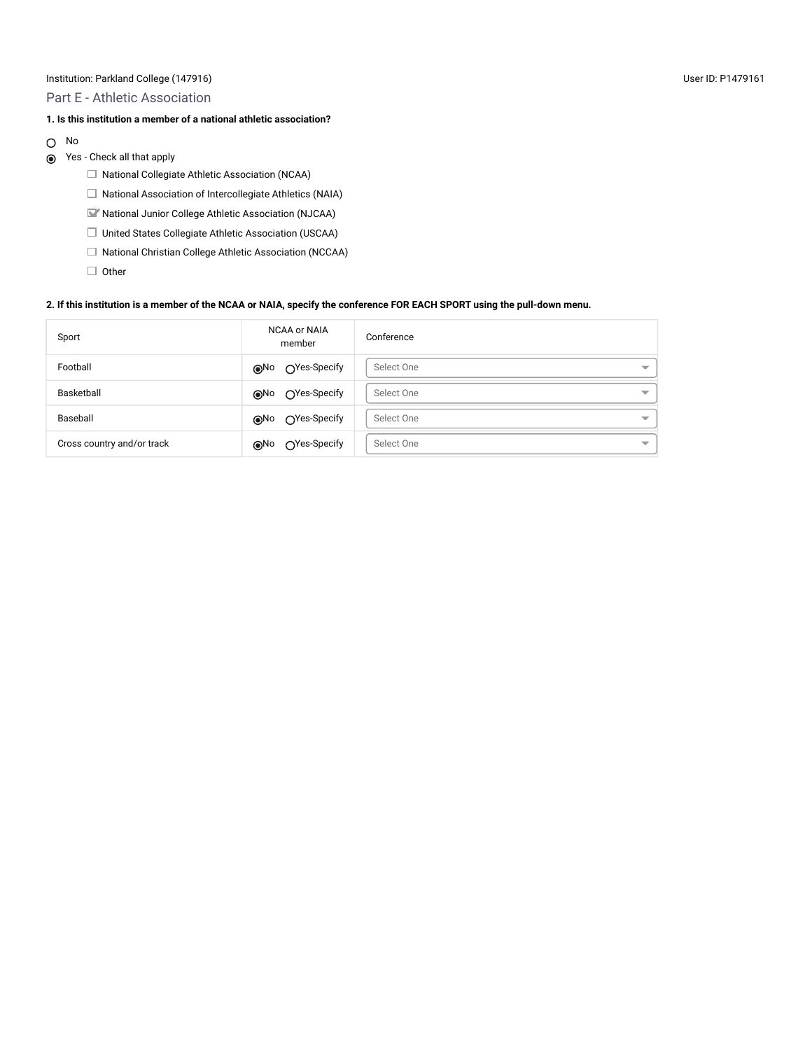Institution: Parkland College (147916)

User ID: P1479161

## Part E - Athletic Association

**1. Is this institution a member of a national athletic association?**

- ○ No
- ◉ Yes - Check all that apply
  - ☐ National Collegiate Athletic Association (NCAA)
  - ☐ National Association of Intercollegiate Athletics (NAIA)
  - ☑ National Junior College Athletic Association (NJCAA)
  - ☐ United States Collegiate Athletic Association (USCAA)
  - ☐ National Christian College Athletic Association (NCCAA)
  - ☐ Other

**2. If this institution is a member of the NCAA or NAIA, specify the conference FOR EACH SPORT using the pull-down menu.**

| Sport | NCAA or NAIA member | Conference |
| --- | --- | --- |
| Football | ◉No ○Yes-Specify | Select One |
| Basketball | ◉No ○Yes-Specify | Select One |
| Baseball | ◉No ○Yes-Specify | Select One |
| Cross country and/or track | ◉No ○Yes-Specify | Select One |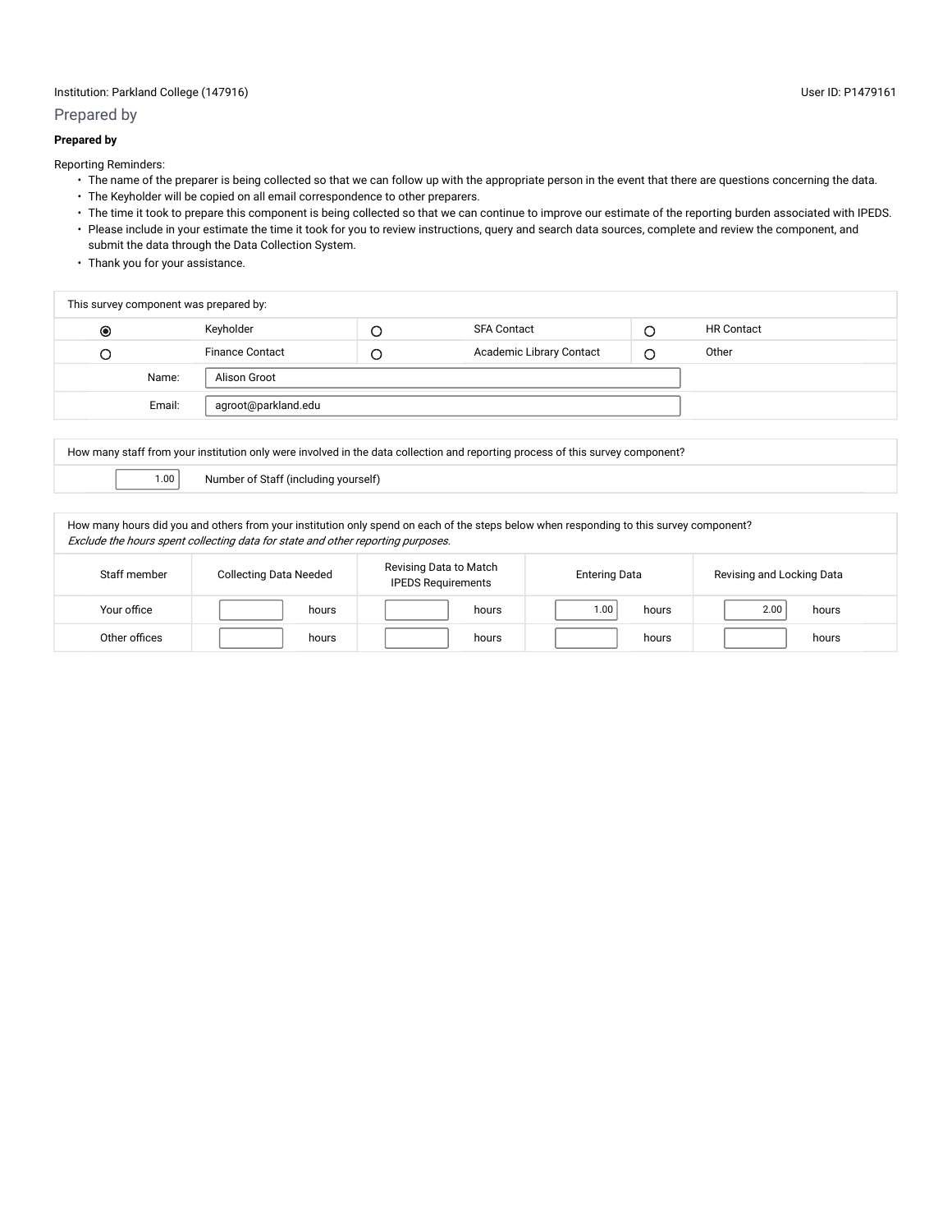Institution: Parkland College (147916)

User ID: P1479161

## Prepared by

**Prepared by**

Reporting Reminders:

- The name of the preparer is being collected so that we can follow up with the appropriate person in the event that there are questions concerning the data.
- The Keyholder will be copied on all email correspondence to other preparers.
- The time it took to prepare this component is being collected so that we can continue to improve our estimate of the reporting burden associated with IPEDS.
- Please include in your estimate the time it took for you to review instructions, query and search data sources, complete and review the component, and submit the data through the Data Collection System.
- Thank you for your assistance.

| This survey component was prepared by: | | | | | |
|---|---|---|---|---|---|
| ◉ | Keyholder | ○ | SFA Contact | ○ | HR Contact |
| ○ | Finance Contact | ○ | Academic Library Contact | ○ | Other |
| Name: | Alison Groot | | | | |
| Email: | agroot@parkland.edu | | | | |

| How many staff from your institution only were involved in the data collection and reporting process of this survey component? | |
|---|---|
| 1.00 | Number of Staff (including yourself) |

How many hours did you and others from your institution only spend on each of the steps below when responding to this survey component?
*Exclude the hours spent collecting data for state and other reporting purposes.*

| Staff member | Collecting Data Needed | Revising Data to Match IPEDS Requirements | Entering Data | Revising and Locking Data |
|---|---|---|---|---|
| Your office | hours | hours | 1.00 hours | 2.00 hours |
| Other offices | hours | hours | hours | hours |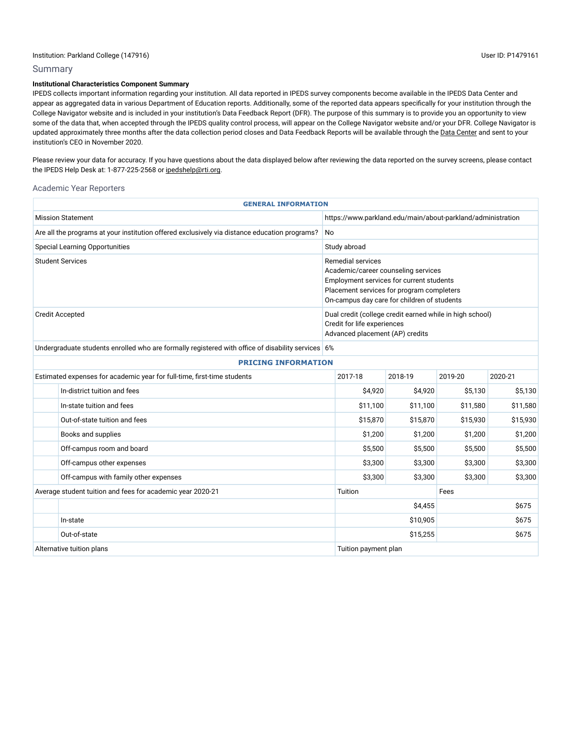Institution: Parkland College (147916)

User ID: P1479161

## Summary

**Institutional Characteristics Component Summary**

IPEDS collects important information regarding your institution. All data reported in IPEDS survey components become available in the IPEDS Data Center and appear as aggregated data in various Department of Education reports. Additionally, some of the reported data appears specifically for your institution through the College Navigator website and is included in your institution's Data Feedback Report (DFR). The purpose of this summary is to provide you an opportunity to view some of the data that, when accepted through the IPEDS quality control process, will appear on the College Navigator website and/or your DFR. College Navigator is updated approximately three months after the data collection period closes and Data Feedback Reports will be available through the Data Center and sent to your institution's CEO in November 2020.

Please review your data for accuracy. If you have questions about the data displayed below after reviewing the data reported on the survey screens, please contact the IPEDS Help Desk at: 1-877-225-2568 or ipedshelp@rti.org.

### Academic Year Reporters

| GENERAL INFORMATION | |
|---|---|
| Mission Statement | https://www.parkland.edu/main/about-parkland/administration |
| Are all the programs at your institution offered exclusively via distance education programs? | No |
| Special Learning Opportunities | Study abroad |
| Student Services | Remedial services<br>Academic/career counseling services<br>Employment services for current students<br>Placement services for program completers<br>On-campus day care for children of students |
| Credit Accepted | Dual credit (college credit earned while in high school)<br>Credit for life experiences<br>Advanced placement (AP) credits |
| Undergraduate students enrolled who are formally registered with office of disability services | 6% |

| PRICING INFORMATION | | | | | |
|---|---|---|---|---|---|
| Estimated expenses for academic year for full-time, first-time students | | 2017-18 | 2018-19 | 2019-20 | 2020-21 |
| | In-district tuition and fees | $4,920 | $4,920 | $5,130 | $5,130 |
| | In-state tuition and fees | $11,100 | $11,100 | $11,580 | $11,580 |
| | Out-of-state tuition and fees | $15,870 | $15,870 | $15,930 | $15,930 |
| | Books and supplies | $1,200 | $1,200 | $1,200 | $1,200 |
| | Off-campus room and board | $5,500 | $5,500 | $5,500 | $5,500 |
| | Off-campus other expenses | $3,300 | $3,300 | $3,300 | $3,300 |
| | Off-campus with family other expenses | $3,300 | $3,300 | $3,300 | $3,300 |

| Average student tuition and fees for academic year 2020-21 | | Tuition | Fees |
|---|---|---|---|
| | | $4,455 | $675 |
| | In-state | $10,905 | $675 |
| | Out-of-state | $15,255 | $675 |
| Alternative tuition plans | | Tuition payment plan | |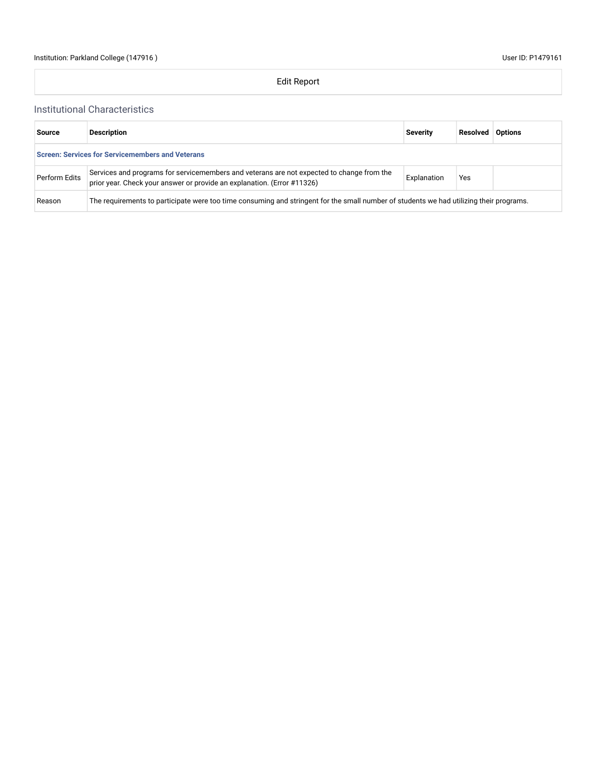Institution: Parkland College (147916 )

User ID: P1479161

Edit Report

## Institutional Characteristics

| Source | Description | Severity | Resolved | Options |
|---|---|---|---|---|
| **Screen: Services for Servicemembers and Veterans** | | | | |
| Perform Edits | Services and programs for servicemembers and veterans are not expected to change from the prior year. Check your answer or provide an explanation. (Error #11326) | Explanation | Yes | |
| Reason | The requirements to participate were too time consuming and stringent for the small number of students we had utilizing their programs. | | | |